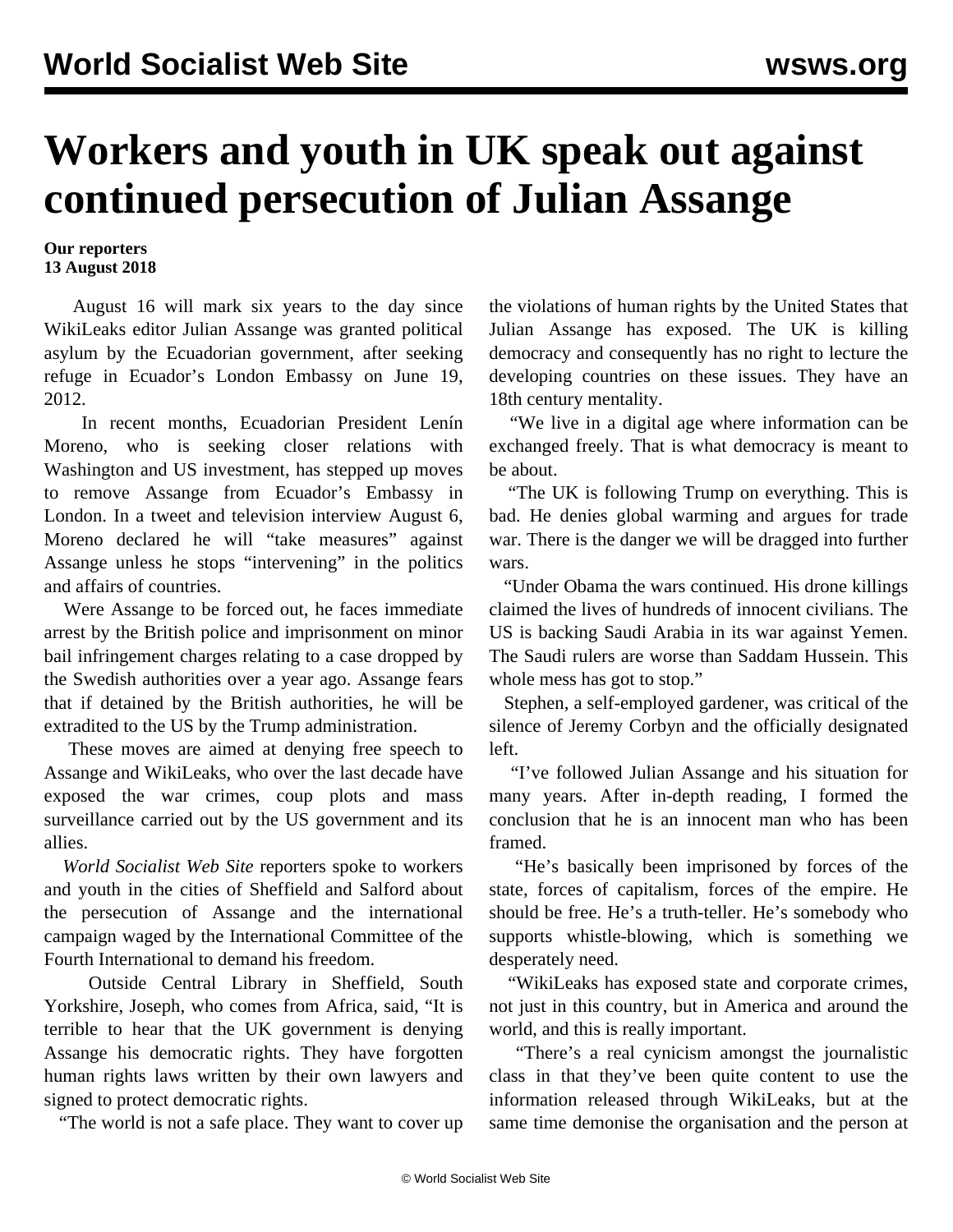# Workers and youth in UK speak out against continued persecution of Julian Assange

**Our reporters**
**13 August 2018**

August 16 will mark six years to the day since WikiLeaks editor Julian Assange was granted political asylum by the Ecuadorian government, after seeking refuge in Ecuador's London Embassy on June 19, 2012.

In recent months, Ecuadorian President Lenín Moreno, who is seeking closer relations with Washington and US investment, has stepped up moves to remove Assange from Ecuador's Embassy in London. In a tweet and television interview August 6, Moreno declared he will "take measures" against Assange unless he stops "intervening" in the politics and affairs of countries.

Were Assange to be forced out, he faces immediate arrest by the British police and imprisonment on minor bail infringement charges relating to a case dropped by the Swedish authorities over a year ago. Assange fears that if detained by the British authorities, he will be extradited to the US by the Trump administration.

These moves are aimed at denying free speech to Assange and WikiLeaks, who over the last decade have exposed the war crimes, coup plots and mass surveillance carried out by the US government and its allies.

*World Socialist Web Site* reporters spoke to workers and youth in the cities of Sheffield and Salford about the persecution of Assange and the international campaign waged by the International Committee of the Fourth International to demand his freedom.

Outside Central Library in Sheffield, South Yorkshire, Joseph, who comes from Africa, said, "It is terrible to hear that the UK government is denying Assange his democratic rights. They have forgotten human rights laws written by their own lawyers and signed to protect democratic rights.

"The world is not a safe place. They want to cover up the violations of human rights by the United States that Julian Assange has exposed. The UK is killing democracy and consequently has no right to lecture the developing countries on these issues. They have an 18th century mentality.

"We live in a digital age where information can be exchanged freely. That is what democracy is meant to be about.

"The UK is following Trump on everything. This is bad. He denies global warming and argues for trade war. There is the danger we will be dragged into further wars.

"Under Obama the wars continued. His drone killings claimed the lives of hundreds of innocent civilians. The US is backing Saudi Arabia in its war against Yemen. The Saudi rulers are worse than Saddam Hussein. This whole mess has got to stop."

Stephen, a self-employed gardener, was critical of the silence of Jeremy Corbyn and the officially designated left.

"I've followed Julian Assange and his situation for many years. After in-depth reading, I formed the conclusion that he is an innocent man who has been framed.

"He's basically been imprisoned by forces of the state, forces of capitalism, forces of the empire. He should be free. He's a truth-teller. He's somebody who supports whistle-blowing, which is something we desperately need.

"WikiLeaks has exposed state and corporate crimes, not just in this country, but in America and around the world, and this is really important.

"There's a real cynicism amongst the journalistic class in that they've been quite content to use the information released through WikiLeaks, but at the same time demonise the organisation and the person at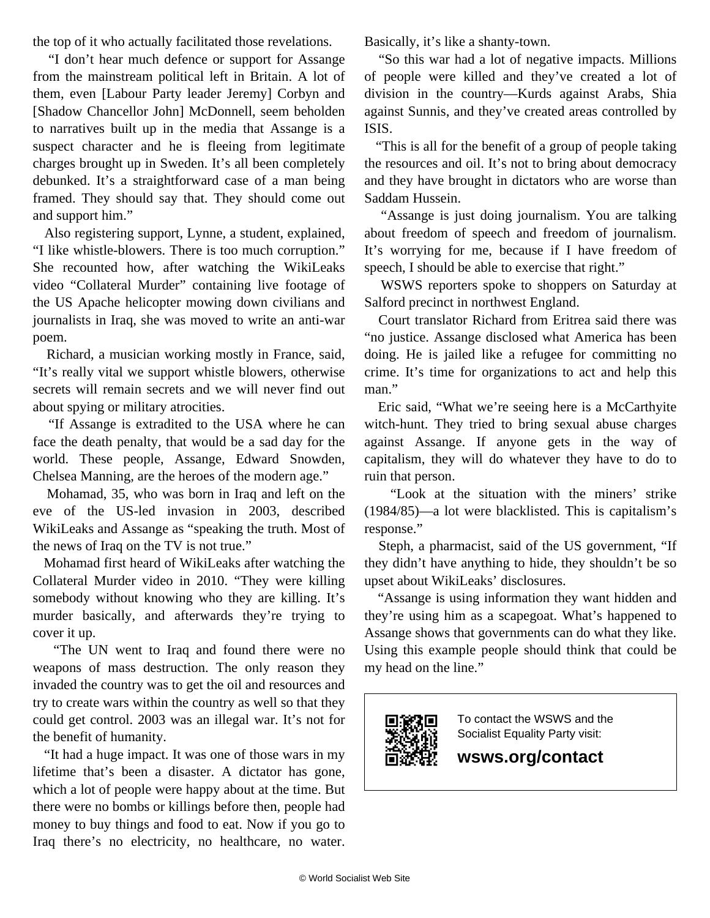the top of it who actually facilitated those revelations.

"I don't hear much defence or support for Assange from the mainstream political left in Britain. A lot of them, even [Labour Party leader Jeremy] Corbyn and [Shadow Chancellor John] McDonnell, seem beholden to narratives built up in the media that Assange is a suspect character and he is fleeing from legitimate charges brought up in Sweden. It's all been completely debunked. It's a straightforward case of a man being framed. They should say that. They should come out and support him."

Also registering support, Lynne, a student, explained, "I like whistle-blowers. There is too much corruption." She recounted how, after watching the WikiLeaks video "Collateral Murder" containing live footage of the US Apache helicopter mowing down civilians and journalists in Iraq, she was moved to write an anti-war poem.

Richard, a musician working mostly in France, said, "It's really vital we support whistle blowers, otherwise secrets will remain secrets and we will never find out about spying or military atrocities.

"If Assange is extradited to the USA where he can face the death penalty, that would be a sad day for the world. These people, Assange, Edward Snowden, Chelsea Manning, are the heroes of the modern age."

Mohamad, 35, who was born in Iraq and left on the eve of the US-led invasion in 2003, described WikiLeaks and Assange as "speaking the truth. Most of the news of Iraq on the TV is not true."

Mohamad first heard of WikiLeaks after watching the Collateral Murder video in 2010. "They were killing somebody without knowing who they are killing. It's murder basically, and afterwards they're trying to cover it up.

"The UN went to Iraq and found there were no weapons of mass destruction. The only reason they invaded the country was to get the oil and resources and try to create wars within the country as well so that they could get control. 2003 was an illegal war. It's not for the benefit of humanity.

"It had a huge impact. It was one of those wars in my lifetime that's been a disaster. A dictator has gone, which a lot of people were happy about at the time. But there were no bombs or killings before then, people had money to buy things and food to eat. Now if you go to Iraq there's no electricity, no healthcare, no water. Basically, it's like a shanty-town.

"So this war had a lot of negative impacts. Millions of people were killed and they've created a lot of division in the country—Kurds against Arabs, Shia against Sunnis, and they've created areas controlled by ISIS.

"This is all for the benefit of a group of people taking the resources and oil. It's not to bring about democracy and they have brought in dictators who are worse than Saddam Hussein.

"Assange is just doing journalism. You are talking about freedom of speech and freedom of journalism. It's worrying for me, because if I have freedom of speech, I should be able to exercise that right."

WSWS reporters spoke to shoppers on Saturday at Salford precinct in northwest England.

Court translator Richard from Eritrea said there was "no justice. Assange disclosed what America has been doing. He is jailed like a refugee for committing no crime. It's time for organizations to act and help this man."

Eric said, "What we're seeing here is a McCarthyite witch-hunt. They tried to bring sexual abuse charges against Assange. If anyone gets in the way of capitalism, they will do whatever they have to do to ruin that person.

"Look at the situation with the miners' strike (1984/85)—a lot were blacklisted. This is capitalism's response."

Steph, a pharmacist, said of the US government, "If they didn't have anything to hide, they shouldn't be so upset about WikiLeaks' disclosures.

"Assange is using information they want hidden and they're using him as a scapegoat. What's happened to Assange shows that governments can do what they like. Using this example people should think that could be my head on the line."

To contact the WSWS and the Socialist Equality Party visit:

**wsws.org/contact**